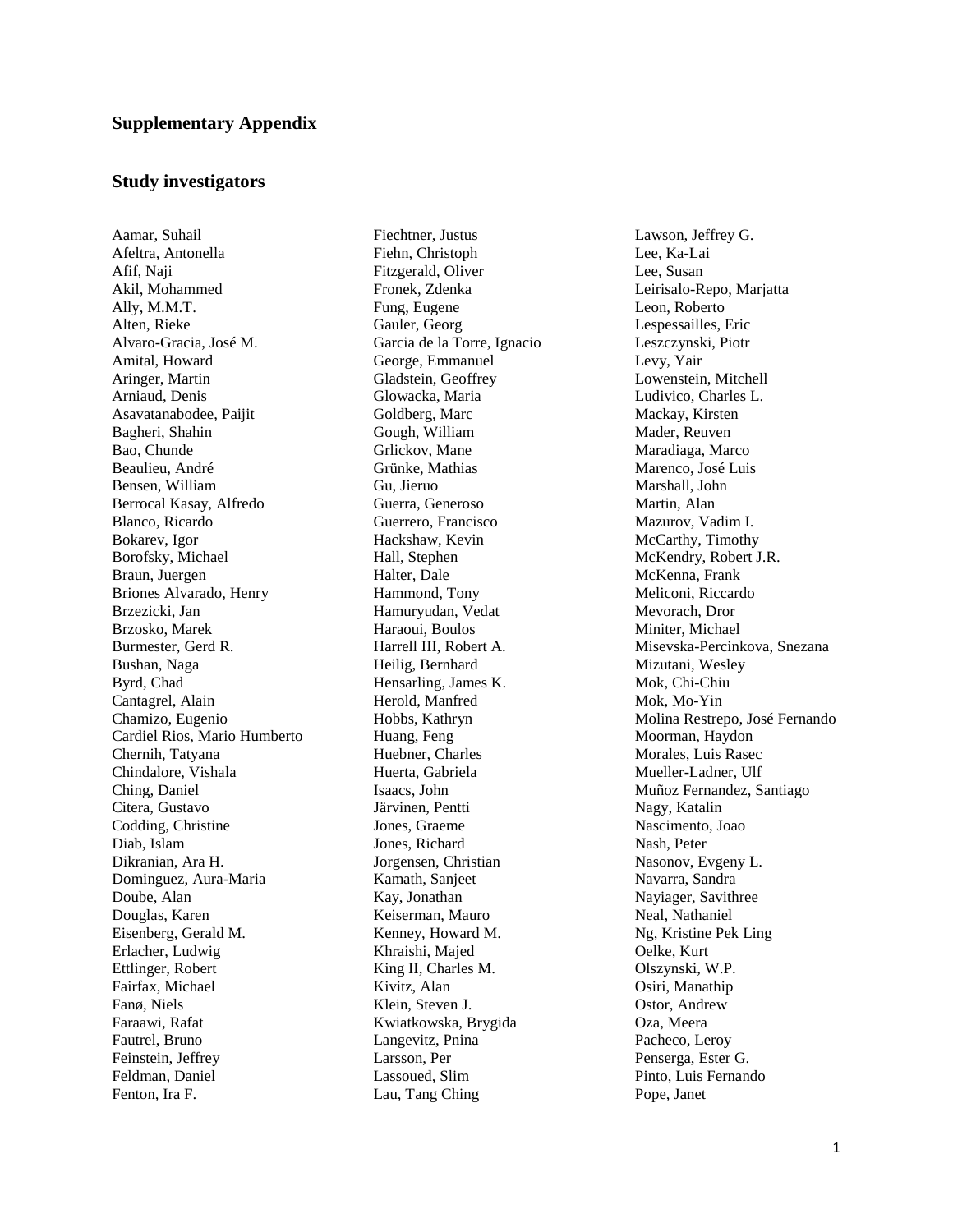## Supplementary Appendix

### Study investigators

Aamar, Suhail
Afeltra, Antonella
Afif, Naji
Akil, Mohammed
Ally, M.M.T.
Alten, Rieke
Alvaro-Gracia, José M.
Amital, Howard
Aringer, Martin
Arniaud, Denis
Asavatanabodee, Paijit
Bagheri, Shahin
Bao, Chunde
Beaulieu, André
Bensen, William
Berrocal Kasay, Alfredo
Blanco, Ricardo
Bokarev, Igor
Borofsky, Michael
Braun, Juergen
Briones Alvarado, Henry
Brzezicki, Jan
Brzosko, Marek
Burmester, Gerd R.
Bushan, Naga
Byrd, Chad
Cantagrel, Alain
Chamizo, Eugenio
Cardiel Rios, Mario Humberto
Chernih, Tatyana
Chindalore, Vishala
Ching, Daniel
Citera, Gustavo
Codding, Christine
Diab, Islam
Dikranian, Ara H.
Dominguez, Aura-Maria
Doube, Alan
Douglas, Karen
Eisenberg, Gerald M.
Erlacher, Ludwig
Ettlinger, Robert
Fairfax, Michael
Fanø, Niels
Faraawi, Rafat
Fautrel, Bruno
Feinstein, Jeffrey
Feldman, Daniel
Fenton, Ira F.
Fiechtner, Justus
Fiehn, Christoph
Fitzgerald, Oliver
Fronek, Zdenka
Fung, Eugene
Gauler, Georg
Garcia de la Torre, Ignacio
George, Emmanuel
Gladstein, Geoffrey
Glowacka, Maria
Goldberg, Marc
Gough, William
Grlickov, Mane
Grünke, Mathias
Gu, Jieruo
Guerra, Generoso
Guerrero, Francisco
Hackshaw, Kevin
Hall, Stephen
Halter, Dale
Hammond, Tony
Hamuryudan, Vedat
Haraoui, Boulos
Harrell III, Robert A.
Heilig, Bernhard
Hensarling, James K.
Herold, Manfred
Hobbs, Kathryn
Huang, Feng
Huebner, Charles
Huerta, Gabriela
Isaacs, John
Järvinen, Pentti
Jones, Graeme
Jones, Richard
Jorgensen, Christian
Kamath, Sanjeet
Kay, Jonathan
Keiserman, Mauro
Kenney, Howard M.
Khraishi, Majed
King II, Charles M.
Kivitz, Alan
Klein, Steven J.
Kwiatkowska, Brygida
Langevitz, Pnina
Larsson, Per
Lassoued, Slim
Lau, Tang Ching
Lawson, Jeffrey G.
Lee, Ka-Lai
Lee, Susan
Leirisalo-Repo, Marjatta
Leon, Roberto
Lespessailles, Eric
Leszczynski, Piotr
Levy, Yair
Lowenstein, Mitchell
Ludivico, Charles L.
Mackay, Kirsten
Mader, Reuven
Maradiaga, Marco
Marenco, José Luis
Marshall, John
Martin, Alan
Mazurov, Vadim I.
McCarthy, Timothy
McKendry, Robert J.R.
McKenna, Frank
Meliconi, Riccardo
Mevorach, Dror
Miniter, Michael
Misevska-Percinkova, Snezana
Mizutani, Wesley
Mok, Chi-Chiu
Mok, Mo-Yin
Molina Restrepo, José Fernando
Moorman, Haydon
Morales, Luis Rasec
Mueller-Ladner, Ulf
Muñoz Fernandez, Santiago
Nagy, Katalin
Nascimento, Joao
Nash, Peter
Nasonov, Evgeny L.
Navarra, Sandra
Nayiager, Savithree
Neal, Nathaniel
Ng, Kristine Pek Ling
Oelke, Kurt
Olszynski, W.P.
Osiri, Manathip
Ostor, Andrew
Oza, Meera
Pacheco, Leroy
Penserga, Ester G.
Pinto, Luis Fernando
Pope, Janet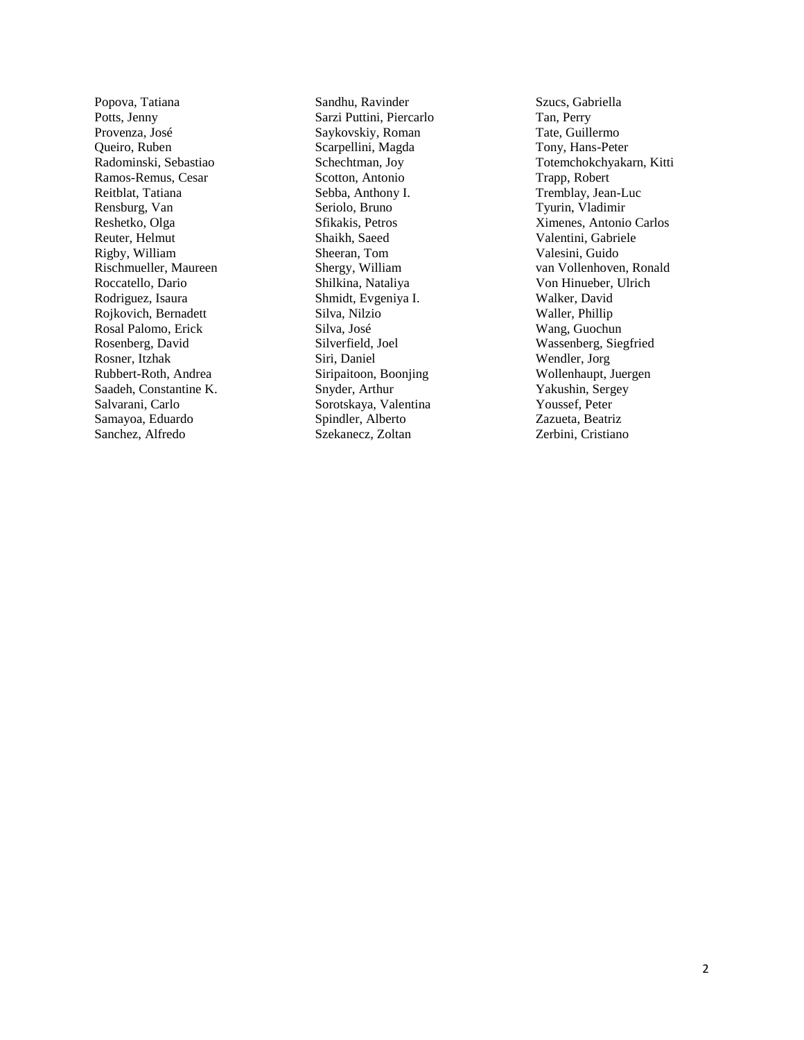Popova, Tatiana
Potts, Jenny
Provenza, José
Queiro, Ruben
Radominski, Sebastiao
Ramos-Remus, Cesar
Reitblat, Tatiana
Rensburg, Van
Reshetko, Olga
Reuter, Helmut
Rigby, William
Rischmueller, Maureen
Roccatello, Dario
Rodriguez, Isaura
Rojkovich, Bernadett
Rosal Palomo, Erick
Rosenberg, David
Rosner, Itzhak
Rubbert-Roth, Andrea
Saadeh, Constantine K.
Salvarani, Carlo
Samayoa, Eduardo
Sanchez, Alfredo
Sandhu, Ravinder
Sarzi Puttini, Piercarlo
Saykovskiy, Roman
Scarpellini, Magda
Schechtman, Joy
Scotton, Antonio
Sebba, Anthony I.
Seriolo, Bruno
Sfikakis, Petros
Shaikh, Saeed
Sheeran, Tom
Shergy, William
Shilkina, Nataliya
Shmidt, Evgeniya I.
Silva, Nilzio
Silva, José
Silverfield, Joel
Siri, Daniel
Siripaitoon, Boonjing
Snyder, Arthur
Sorotskaya, Valentina
Spindler, Alberto
Szekanecz, Zoltan
Szucs, Gabriella
Tan, Perry
Tate, Guillermo
Tony, Hans-Peter
Totemchokchyakarn, Kitti
Trapp, Robert
Tremblay, Jean-Luc
Tyurin, Vladimir
Ximenes, Antonio Carlos
Valentini, Gabriele
Valesini, Guido
van Vollenhoven, Ronald
Von Hinueber, Ulrich
Walker, David
Waller, Phillip
Wang, Guochun
Wassenberg, Siegfried
Wendler, Jorg
Wollenhaupt, Juergen
Yakushin, Sergey
Youssef, Peter
Zazueta, Beatriz
Zerbini, Cristiano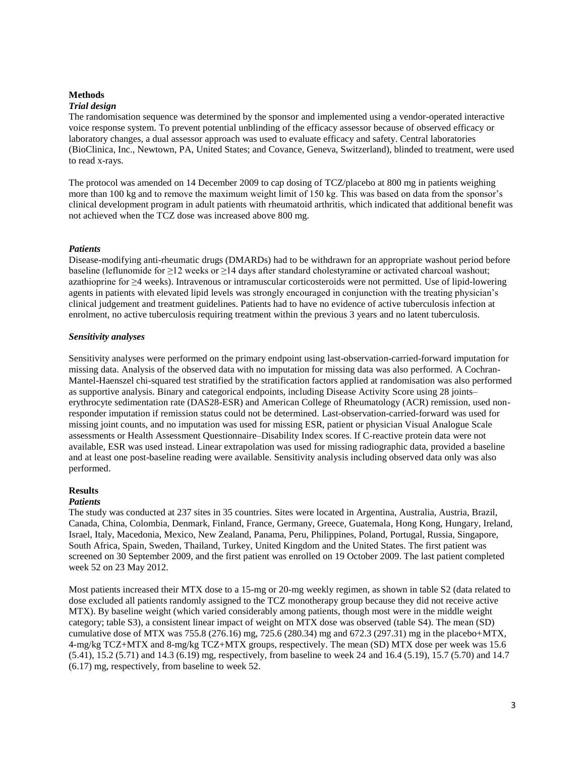## Methods

### *Trial design*

The randomisation sequence was determined by the sponsor and implemented using a vendor-operated interactive voice response system. To prevent potential unblinding of the efficacy assessor because of observed efficacy or laboratory changes, a dual assessor approach was used to evaluate efficacy and safety. Central laboratories (BioClinica, Inc., Newtown, PA, United States; and Covance, Geneva, Switzerland), blinded to treatment, were used to read x-rays.

The protocol was amended on 14 December 2009 to cap dosing of TCZ/placebo at 800 mg in patients weighing more than 100 kg and to remove the maximum weight limit of 150 kg. This was based on data from the sponsor's clinical development program in adult patients with rheumatoid arthritis, which indicated that additional benefit was not achieved when the TCZ dose was increased above 800 mg.

### *Patients*

Disease-modifying anti-rheumatic drugs (DMARDs) had to be withdrawn for an appropriate washout period before baseline (leflunomide for ≥12 weeks or ≥14 days after standard cholestyramine or activated charcoal washout; azathioprine for ≥4 weeks). Intravenous or intramuscular corticosteroids were not permitted. Use of lipid-lowering agents in patients with elevated lipid levels was strongly encouraged in conjunction with the treating physician's clinical judgement and treatment guidelines. Patients had to have no evidence of active tuberculosis infection at enrolment, no active tuberculosis requiring treatment within the previous 3 years and no latent tuberculosis.

### *Sensitivity analyses*

Sensitivity analyses were performed on the primary endpoint using last-observation-carried-forward imputation for missing data. Analysis of the observed data with no imputation for missing data was also performed. A Cochran-Mantel-Haenszel chi-squared test stratified by the stratification factors applied at randomisation was also performed as supportive analysis. Binary and categorical endpoints, including Disease Activity Score using 28 joints–erythrocyte sedimentation rate (DAS28-ESR) and American College of Rheumatology (ACR) remission, used non-responder imputation if remission status could not be determined. Last-observation-carried-forward was used for missing joint counts, and no imputation was used for missing ESR, patient or physician Visual Analogue Scale assessments or Health Assessment Questionnaire–Disability Index scores. If C-reactive protein data were not available, ESR was used instead. Linear extrapolation was used for missing radiographic data, provided a baseline and at least one post-baseline reading were available. Sensitivity analysis including observed data only was also performed.

## Results

### *Patients*

The study was conducted at 237 sites in 35 countries. Sites were located in Argentina, Australia, Austria, Brazil, Canada, China, Colombia, Denmark, Finland, France, Germany, Greece, Guatemala, Hong Kong, Hungary, Ireland, Israel, Italy, Macedonia, Mexico, New Zealand, Panama, Peru, Philippines, Poland, Portugal, Russia, Singapore, South Africa, Spain, Sweden, Thailand, Turkey, United Kingdom and the United States. The first patient was screened on 30 September 2009, and the first patient was enrolled on 19 October 2009. The last patient completed week 52 on 23 May 2012.

Most patients increased their MTX dose to a 15-mg or 20-mg weekly regimen, as shown in table S2 (data related to dose excluded all patients randomly assigned to the TCZ monotherapy group because they did not receive active MTX). By baseline weight (which varied considerably among patients, though most were in the middle weight category; table S3), a consistent linear impact of weight on MTX dose was observed (table S4). The mean (SD) cumulative dose of MTX was 755.8 (276.16) mg, 725.6 (280.34) mg and 672.3 (297.31) mg in the placebo+MTX, 4-mg/kg TCZ+MTX and 8-mg/kg TCZ+MTX groups, respectively. The mean (SD) MTX dose per week was 15.6 (5.41), 15.2 (5.71) and 14.3 (6.19) mg, respectively, from baseline to week 24 and 16.4 (5.19), 15.7 (5.70) and 14.7 (6.17) mg, respectively, from baseline to week 52.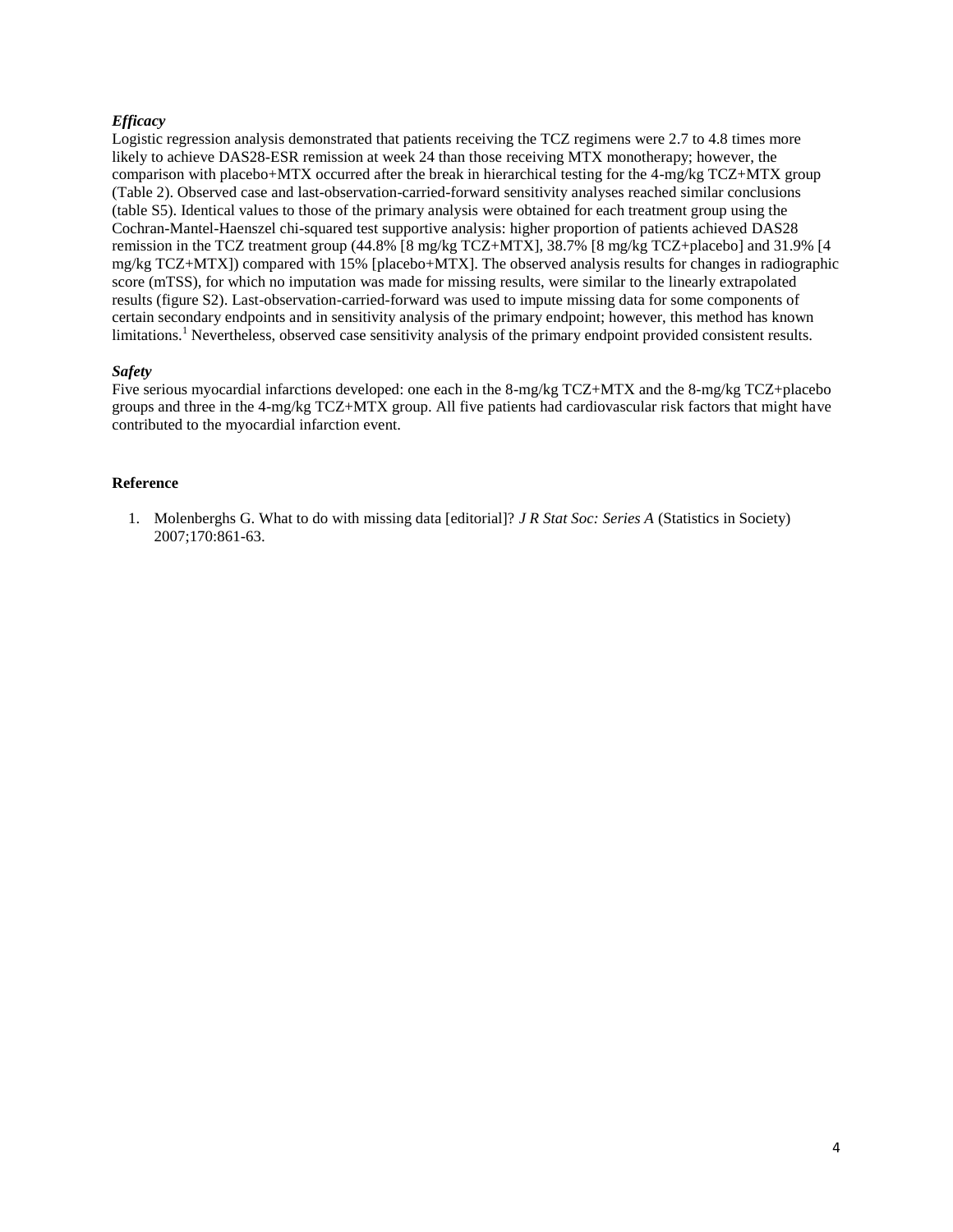### *Efficacy*

Logistic regression analysis demonstrated that patients receiving the TCZ regimens were 2.7 to 4.8 times more likely to achieve DAS28-ESR remission at week 24 than those receiving MTX monotherapy; however, the comparison with placebo+MTX occurred after the break in hierarchical testing for the 4-mg/kg TCZ+MTX group (Table 2). Observed case and last-observation-carried-forward sensitivity analyses reached similar conclusions (table S5). Identical values to those of the primary analysis were obtained for each treatment group using the Cochran-Mantel-Haenszel chi-squared test supportive analysis: higher proportion of patients achieved DAS28 remission in the TCZ treatment group (44.8% [8 mg/kg TCZ+MTX], 38.7% [8 mg/kg TCZ+placebo] and 31.9% [4 mg/kg TCZ+MTX]) compared with 15% [placebo+MTX]. The observed analysis results for changes in radiographic score (mTSS), for which no imputation was made for missing results, were similar to the linearly extrapolated results (figure S2). Last-observation-carried-forward was used to impute missing data for some components of certain secondary endpoints and in sensitivity analysis of the primary endpoint; however, this method has known limitations.[1] Nevertheless, observed case sensitivity analysis of the primary endpoint provided consistent results.

### *Safety*

Five serious myocardial infarctions developed: one each in the 8-mg/kg TCZ+MTX and the 8-mg/kg TCZ+placebo groups and three in the 4-mg/kg TCZ+MTX group. All five patients had cardiovascular risk factors that might have contributed to the myocardial infarction event.

## Reference

1. Molenberghs G. What to do with missing data [editorial]? *J R Stat Soc: Series A* (Statistics in Society) 2007;170:861-63.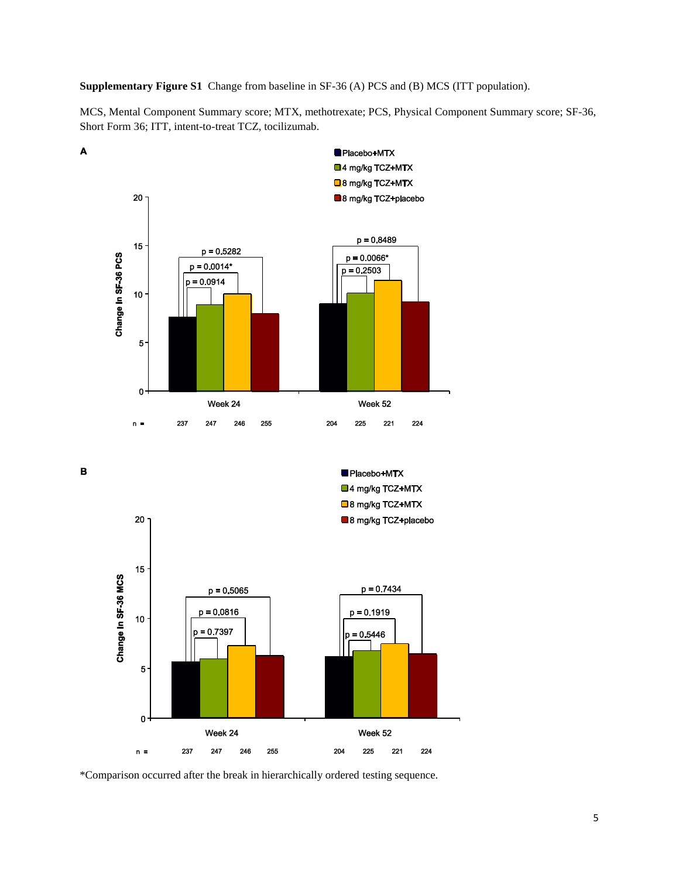**Supplementary Figure S1** Change from baseline in SF-36 (A) PCS and (B) MCS (ITT population).

MCS, Mental Component Summary score; MTX, methotrexate; PCS, Physical Component Summary score; SF-36, Short Form 36; ITT, intent-to-treat TCZ, tocilizumab.

A

B

*Comparison occurred after the break in hierarchically ordered testing sequence.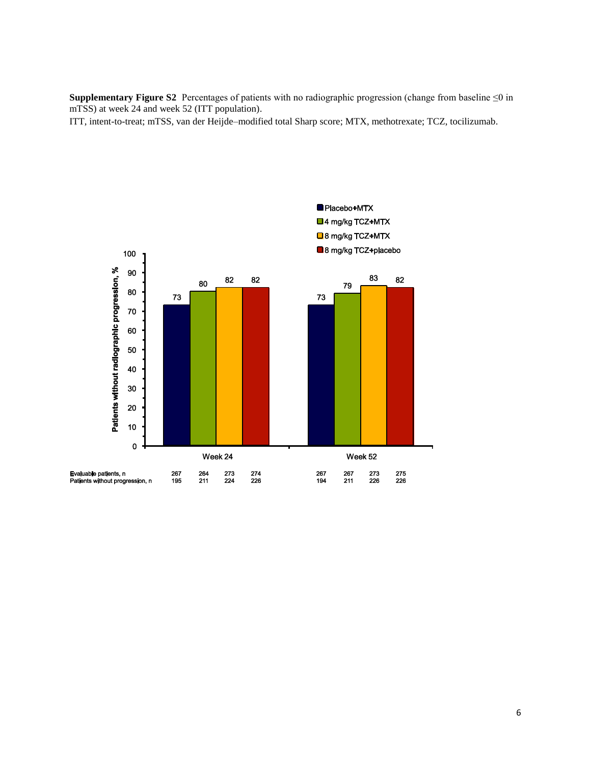**Supplementary Figure S2** Percentages of patients with no radiographic progression (change from baseline ≤0 in mTSS) at week 24 and week 52 (ITT population).

ITT, intent-to-treat; mTSS, van der Heijde–modified total Sharp score; MTX, methotrexate; TCZ, tocilizumab.

| | Week 24 | | | | Week 52 | | | |
|---|---|---|---|---|---|---|---|---|
| | Placebo+MTX | 4 mg/kg TCZ+MTX | 8 mg/kg TCZ+MTX | 8 mg/kg TCZ+placebo | Placebo+MTX | 4 mg/kg TCZ+MTX | 8 mg/kg TCZ+MTX | 8 mg/kg TCZ+placebo |
| Patients without radiographic progression, % | 73 | 80 | 82 | 82 | 73 | 79 | 83 | 82 |
| Evaluable patients, n | 267 | 264 | 273 | 274 | 267 | 267 | 273 | 275 |
| Patients without progression, n | 195 | 211 | 224 | 226 | 194 | 211 | 226 | 226 |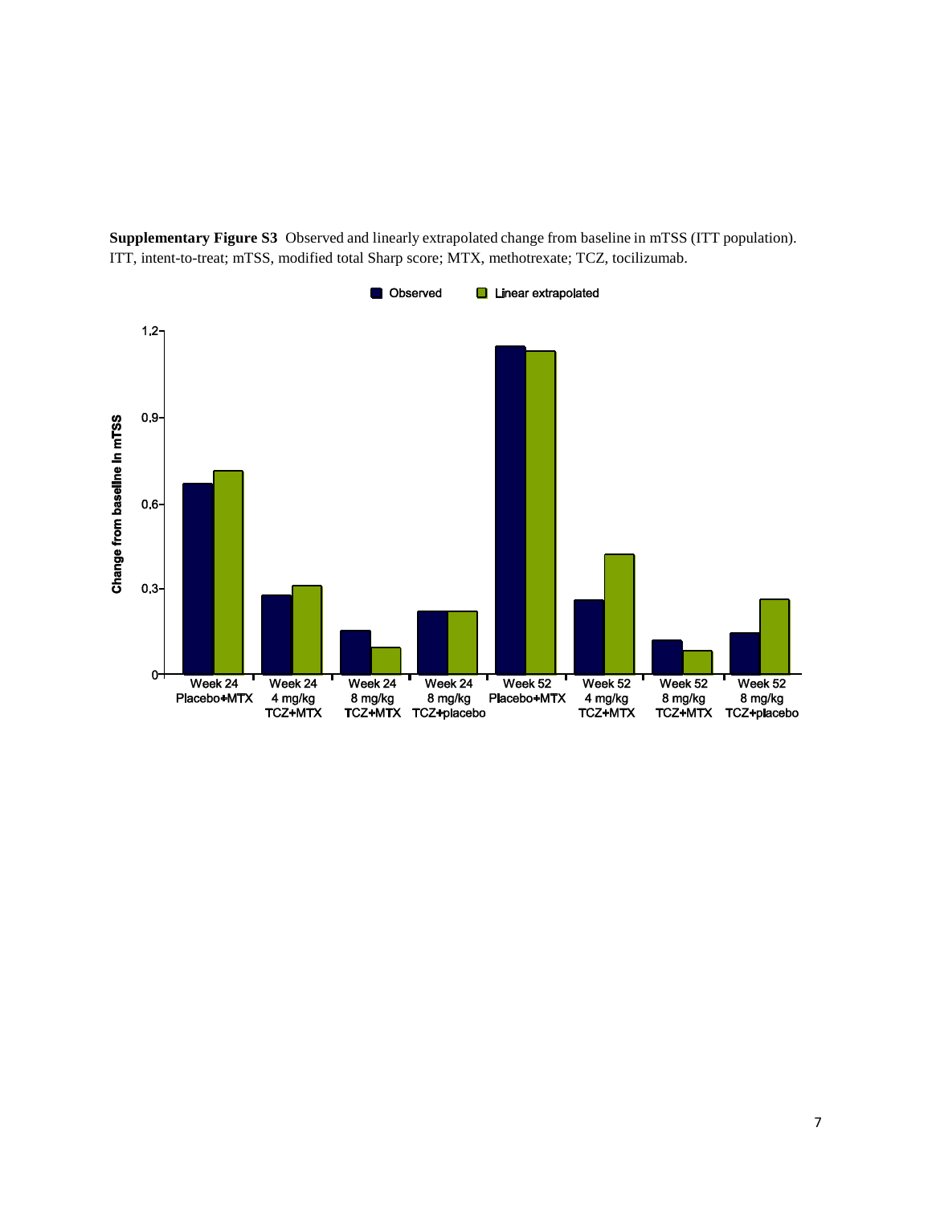**Supplementary Figure S3** Observed and linearly extrapolated change from baseline in mTSS (ITT population). ITT, intent-to-treat; mTSS, modified total Sharp score; MTX, methotrexate; TCZ, tocilizumab.

Observed | Linear extrapolated

Change from baseline in mTSS

1.2, 0.9, 0.6, 0.3, 0

Week 24 Placebo+MTX | Week 24 4 mg/kg TCZ+MTX | Week 24 8 mg/kg TCZ+MTX | Week 24 8 mg/kg TCZ+placebo | Week 52 Placebo+MTX | Week 52 4 mg/kg TCZ+MTX | Week 52 8 mg/kg TCZ+MTX | Week 52 8 mg/kg TCZ+placebo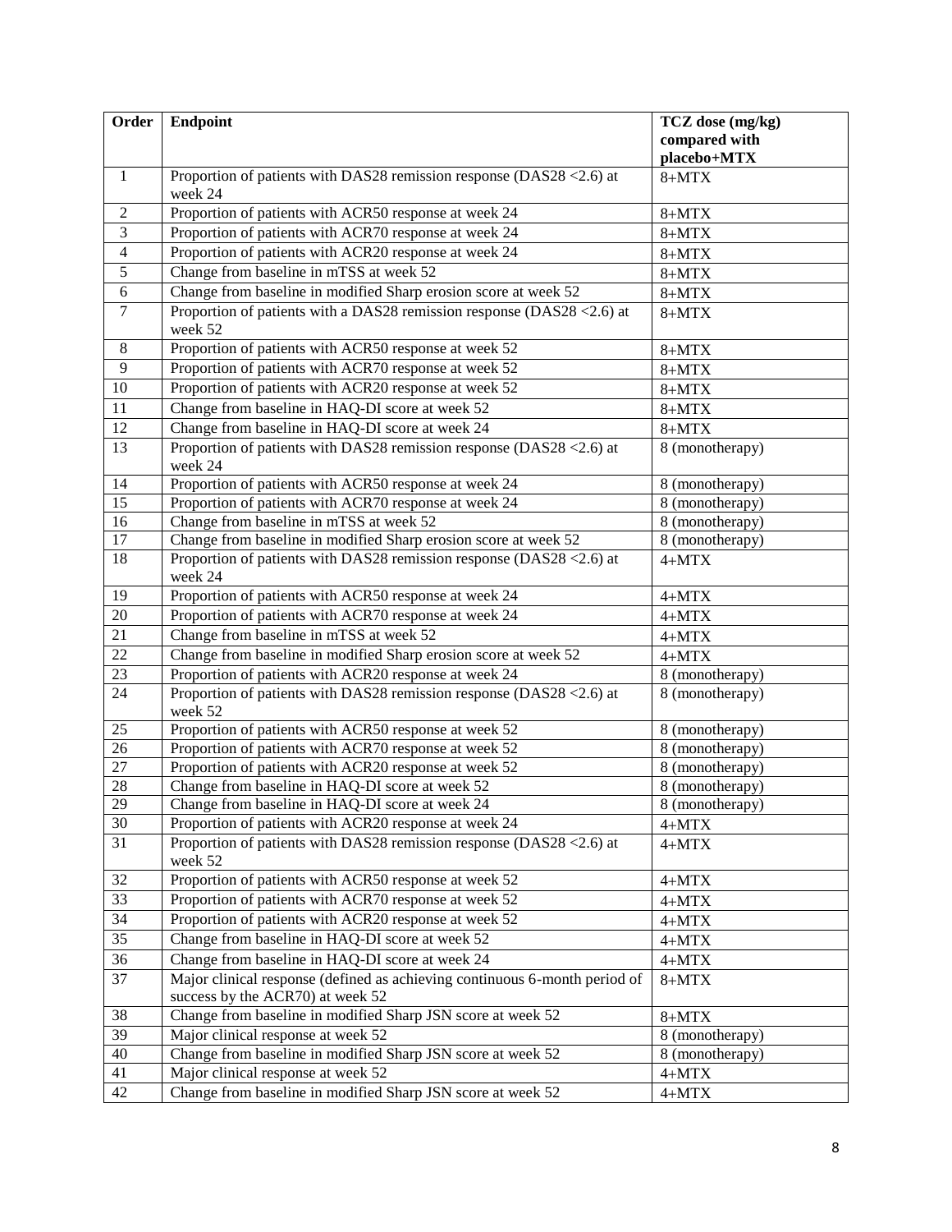| Order | Endpoint | TCZ dose (mg/kg) compared with placebo+MTX |
|---|---|---|
| 1 | Proportion of patients with DAS28 remission response (DAS28 <2.6) at week 24 | 8+MTX |
| 2 | Proportion of patients with ACR50 response at week 24 | 8+MTX |
| 3 | Proportion of patients with ACR70 response at week 24 | 8+MTX |
| 4 | Proportion of patients with ACR20 response at week 24 | 8+MTX |
| 5 | Change from baseline in mTSS at week 52 | 8+MTX |
| 6 | Change from baseline in modified Sharp erosion score at week 52 | 8+MTX |
| 7 | Proportion of patients with a DAS28 remission response (DAS28 <2.6) at week 52 | 8+MTX |
| 8 | Proportion of patients with ACR50 response at week 52 | 8+MTX |
| 9 | Proportion of patients with ACR70 response at week 52 | 8+MTX |
| 10 | Proportion of patients with ACR20 response at week 52 | 8+MTX |
| 11 | Change from baseline in HAQ-DI score at week 52 | 8+MTX |
| 12 | Change from baseline in HAQ-DI score at week 24 | 8+MTX |
| 13 | Proportion of patients with DAS28 remission response (DAS28 <2.6) at week 24 | 8 (monotherapy) |
| 14 | Proportion of patients with ACR50 response at week 24 | 8 (monotherapy) |
| 15 | Proportion of patients with ACR70 response at week 24 | 8 (monotherapy) |
| 16 | Change from baseline in mTSS at week 52 | 8 (monotherapy) |
| 17 | Change from baseline in modified Sharp erosion score at week 52 | 8 (monotherapy) |
| 18 | Proportion of patients with DAS28 remission response (DAS28 <2.6) at week 24 | 4+MTX |
| 19 | Proportion of patients with ACR50 response at week 24 | 4+MTX |
| 20 | Proportion of patients with ACR70 response at week 24 | 4+MTX |
| 21 | Change from baseline in mTSS at week 52 | 4+MTX |
| 22 | Change from baseline in modified Sharp erosion score at week 52 | 4+MTX |
| 23 | Proportion of patients with ACR20 response at week 24 | 8 (monotherapy) |
| 24 | Proportion of patients with DAS28 remission response (DAS28 <2.6) at week 52 | 8 (monotherapy) |
| 25 | Proportion of patients with ACR50 response at week 52 | 8 (monotherapy) |
| 26 | Proportion of patients with ACR70 response at week 52 | 8 (monotherapy) |
| 27 | Proportion of patients with ACR20 response at week 52 | 8 (monotherapy) |
| 28 | Change from baseline in HAQ-DI score at week 52 | 8 (monotherapy) |
| 29 | Change from baseline in HAQ-DI score at week 24 | 8 (monotherapy) |
| 30 | Proportion of patients with ACR20 response at week 24 | 4+MTX |
| 31 | Proportion of patients with DAS28 remission response (DAS28 <2.6) at week 52 | 4+MTX |
| 32 | Proportion of patients with ACR50 response at week 52 | 4+MTX |
| 33 | Proportion of patients with ACR70 response at week 52 | 4+MTX |
| 34 | Proportion of patients with ACR20 response at week 52 | 4+MTX |
| 35 | Change from baseline in HAQ-DI score at week 52 | 4+MTX |
| 36 | Change from baseline in HAQ-DI score at week 24 | 4+MTX |
| 37 | Major clinical response (defined as achieving continuous 6-month period of success by the ACR70) at week 52 | 8+MTX |
| 38 | Change from baseline in modified Sharp JSN score at week 52 | 8+MTX |
| 39 | Major clinical response at week 52 | 8 (monotherapy) |
| 40 | Change from baseline in modified Sharp JSN score at week 52 | 8 (monotherapy) |
| 41 | Major clinical response at week 52 | 4+MTX |
| 42 | Change from baseline in modified Sharp JSN score at week 52 | 4+MTX |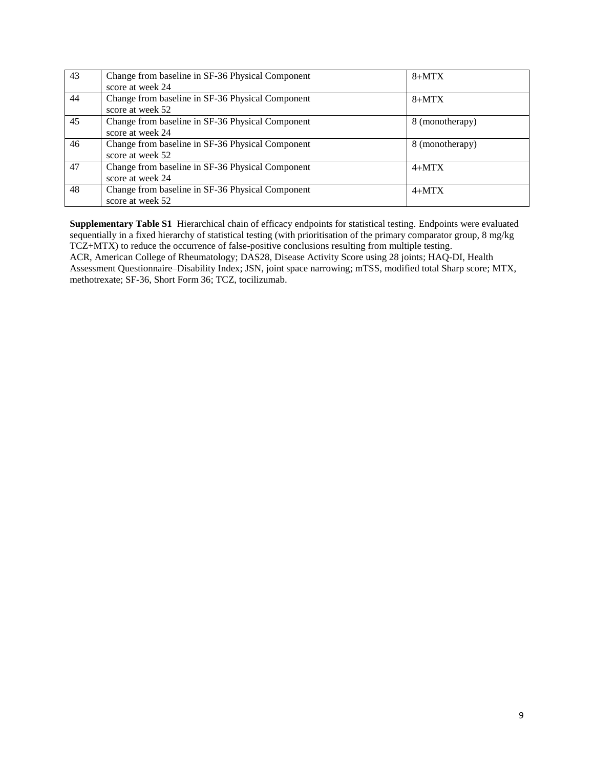| 43 | Change from baseline in SF-36 Physical Component score at week 24 | 8+MTX |
|---|---|---|
| 44 | Change from baseline in SF-36 Physical Component score at week 52 | 8+MTX |
| 45 | Change from baseline in SF-36 Physical Component score at week 24 | 8 (monotherapy) |
| 46 | Change from baseline in SF-36 Physical Component score at week 52 | 8 (monotherapy) |
| 47 | Change from baseline in SF-36 Physical Component score at week 24 | 4+MTX |
| 48 | Change from baseline in SF-36 Physical Component score at week 52 | 4+MTX |

**Supplementary Table S1** Hierarchical chain of efficacy endpoints for statistical testing. Endpoints were evaluated sequentially in a fixed hierarchy of statistical testing (with prioritisation of the primary comparator group, 8 mg/kg TCZ+MTX) to reduce the occurrence of false-positive conclusions resulting from multiple testing.
ACR, American College of Rheumatology; DAS28, Disease Activity Score using 28 joints; HAQ-DI, Health Assessment Questionnaire–Disability Index; JSN, joint space narrowing; mTSS, modified total Sharp score; MTX, methotrexate; SF-36, Short Form 36; TCZ, tocilizumab.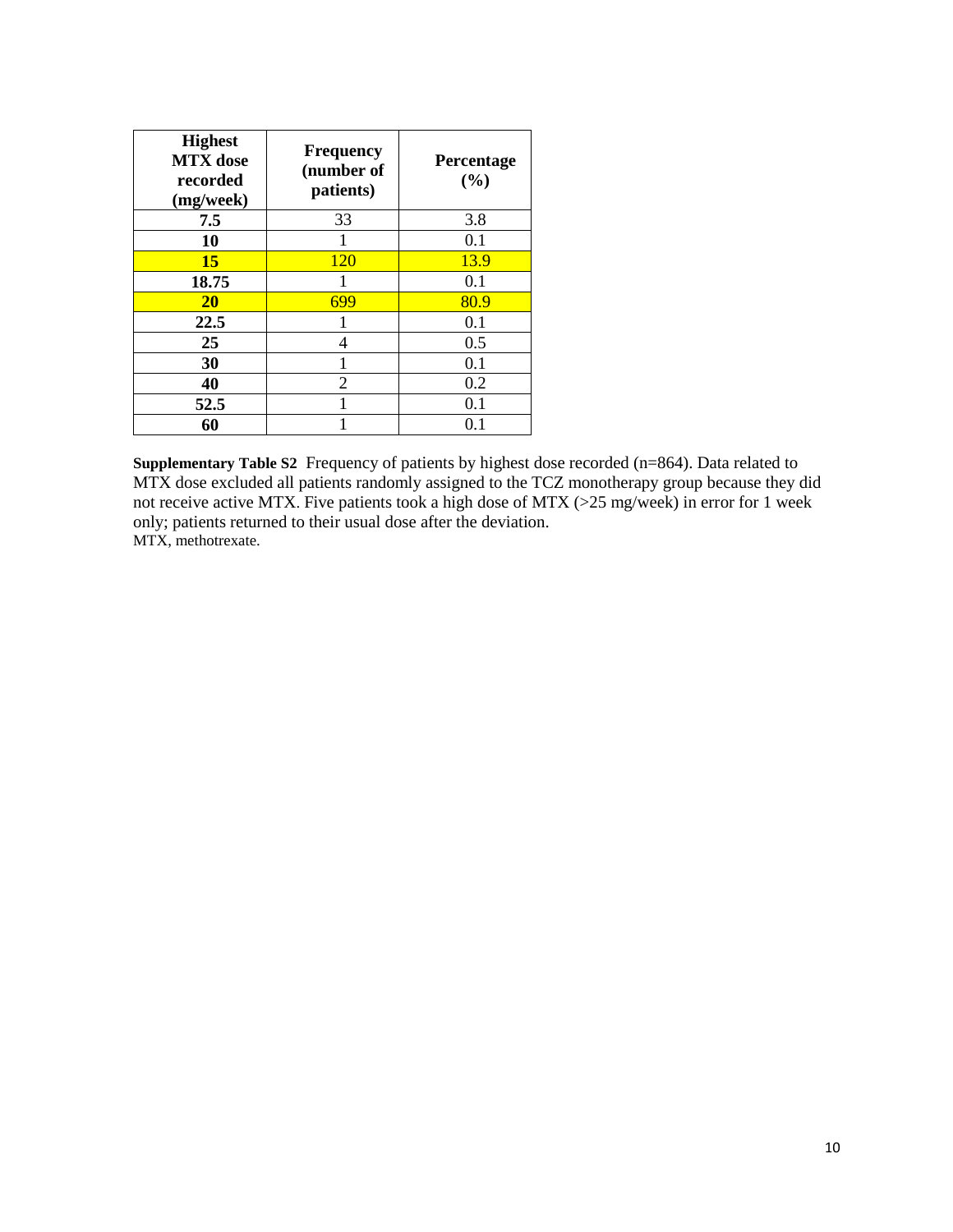| Highest MTX dose recorded (mg/week) | Frequency (number of patients) | Percentage (%) |
|---|---|---|
| **7.5** | 33 | 3.8 |
| **10** | 1 | 0.1 |
| **15** | 120 | 13.9 |
| **18.75** | 1 | 0.1 |
| **20** | 699 | 80.9 |
| **22.5** | 1 | 0.1 |
| **25** | 4 | 0.5 |
| **30** | 1 | 0.1 |
| **40** | 2 | 0.2 |
| **52.5** | 1 | 0.1 |
| **60** | 1 | 0.1 |

**Supplementary Table S2** Frequency of patients by highest dose recorded (n=864). Data related to MTX dose excluded all patients randomly assigned to the TCZ monotherapy group because they did not receive active MTX. Five patients took a high dose of MTX (>25 mg/week) in error for 1 week only; patients returned to their usual dose after the deviation.
MTX, methotrexate.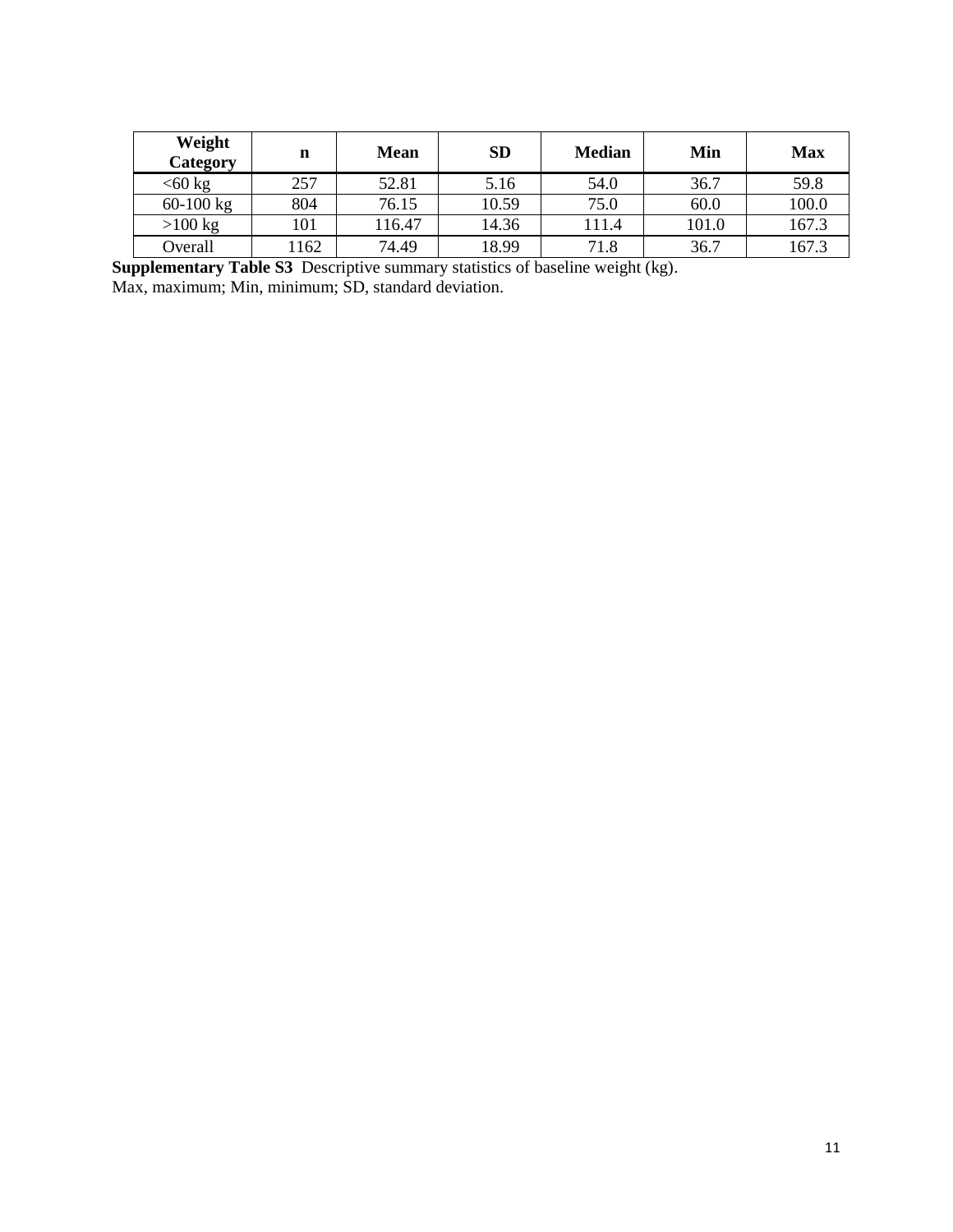| Weight Category | n | Mean | SD | Median | Min | Max |
|---|---|---|---|---|---|---|
| <60 kg | 257 | 52.81 | 5.16 | 54.0 | 36.7 | 59.8 |
| 60-100 kg | 804 | 76.15 | 10.59 | 75.0 | 60.0 | 100.0 |
| >100 kg | 101 | 116.47 | 14.36 | 111.4 | 101.0 | 167.3 |
| Overall | 1162 | 74.49 | 18.99 | 71.8 | 36.7 | 167.3 |

**Supplementary Table S3** Descriptive summary statistics of baseline weight (kg).
Max, maximum; Min, minimum; SD, standard deviation.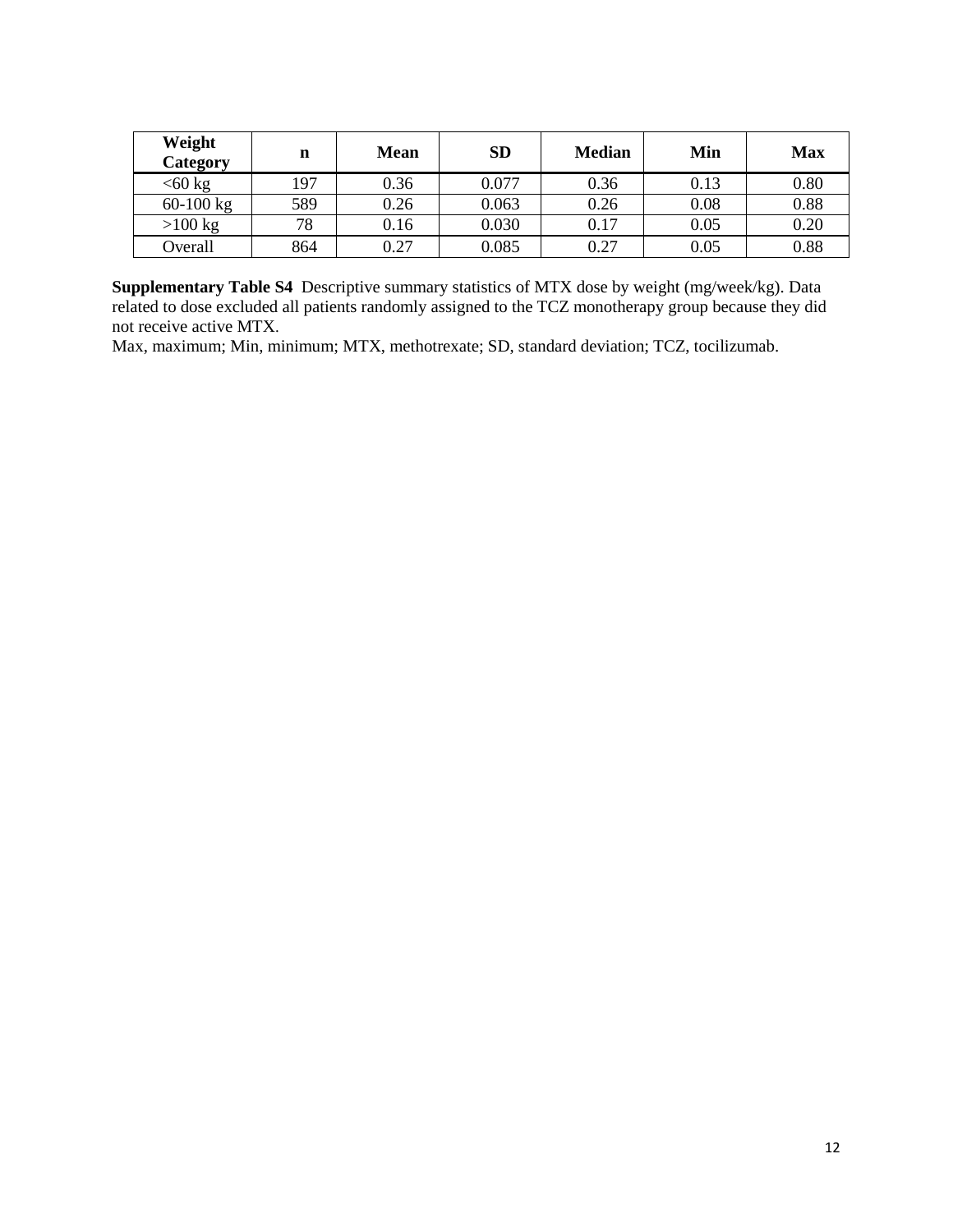| Weight Category | n | Mean | SD | Median | Min | Max |
|---|---|---|---|---|---|---|
| <60 kg | 197 | 0.36 | 0.077 | 0.36 | 0.13 | 0.80 |
| 60-100 kg | 589 | 0.26 | 0.063 | 0.26 | 0.08 | 0.88 |
| >100 kg | 78 | 0.16 | 0.030 | 0.17 | 0.05 | 0.20 |
| Overall | 864 | 0.27 | 0.085 | 0.27 | 0.05 | 0.88 |

**Supplementary Table S4** Descriptive summary statistics of MTX dose by weight (mg/week/kg). Data related to dose excluded all patients randomly assigned to the TCZ monotherapy group because they did not receive active MTX.

Max, maximum; Min, minimum; MTX, methotrexate; SD, standard deviation; TCZ, tocilizumab.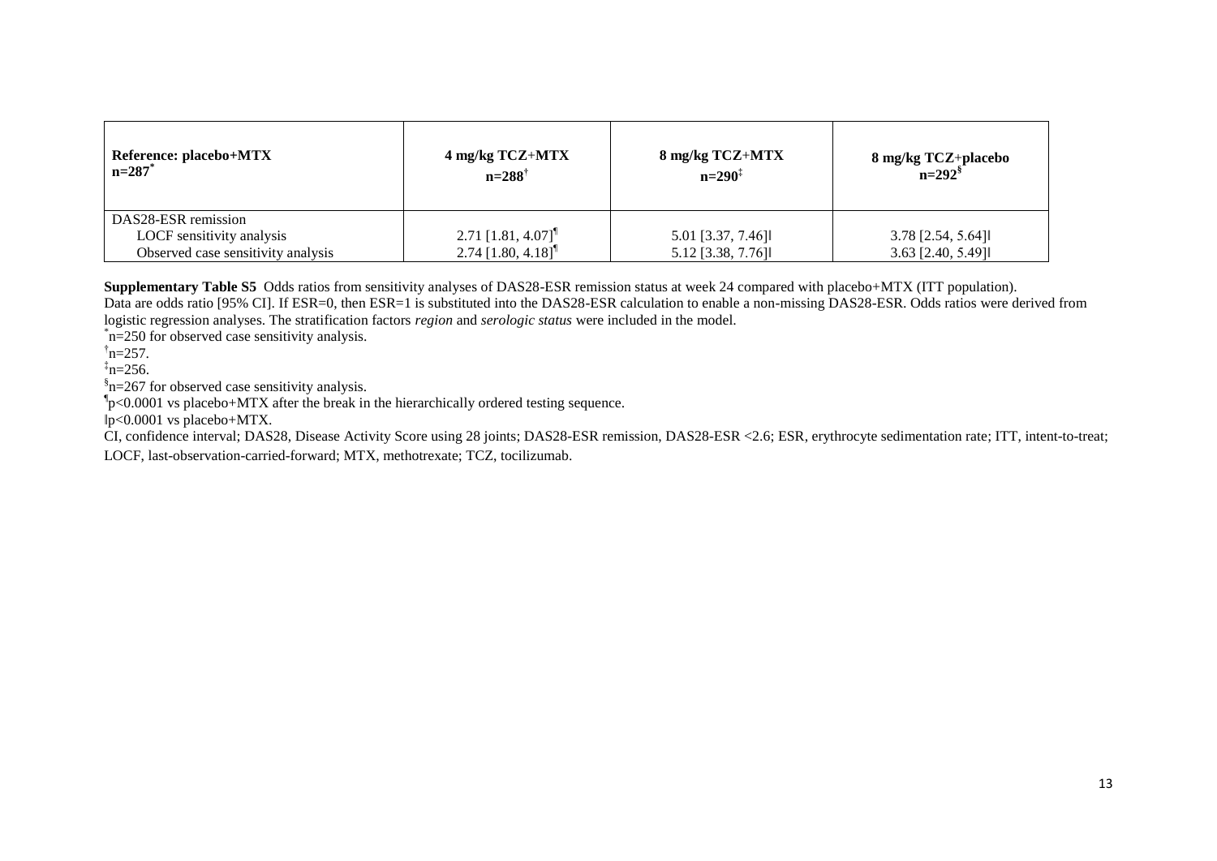| Reference: placebo+MTX n=287[*] | 4 mg/kg TCZ+MTX n=288[†] | 8 mg/kg TCZ+MTX n=290[‡] | 8 mg/kg TCZ+placebo n=292[§] |
|---|---|---|---|
| DAS28-ESR remission | | | |
| LOCF sensitivity analysis | 2.71 [1.81, 4.07][¶] | 5.01 [3.37, 7.46]‖ | 3.78 [2.54, 5.64]‖ |
| Observed case sensitivity analysis | 2.74 [1.80, 4.18][¶] | 5.12 [3.38, 7.76]‖ | 3.63 [2.40, 5.49]‖ |

**Supplementary Table S5** Odds ratios from sensitivity analyses of DAS28-ESR remission status at week 24 compared with placebo+MTX (ITT population).
Data are odds ratio [95% CI]. If ESR=0, then ESR=1 is substituted into the DAS28-ESR calculation to enable a non-missing DAS28-ESR. Odds ratios were derived from logistic regression analyses. The stratification factors *region* and *serologic status* were included in the model.

[*]n=250 for observed case sensitivity analysis.

[†]n=257.

[‡]n=256.

[§]n=267 for observed case sensitivity analysis.

[¶]p<0.0001 vs placebo+MTX after the break in the hierarchically ordered testing sequence.

‖p<0.0001 vs placebo+MTX.

CI, confidence interval; DAS28, Disease Activity Score using 28 joints; DAS28-ESR remission, DAS28-ESR <2.6; ESR, erythrocyte sedimentation rate; ITT, intent-to-treat; LOCF, last-observation-carried-forward; MTX, methotrexate; TCZ, tocilizumab.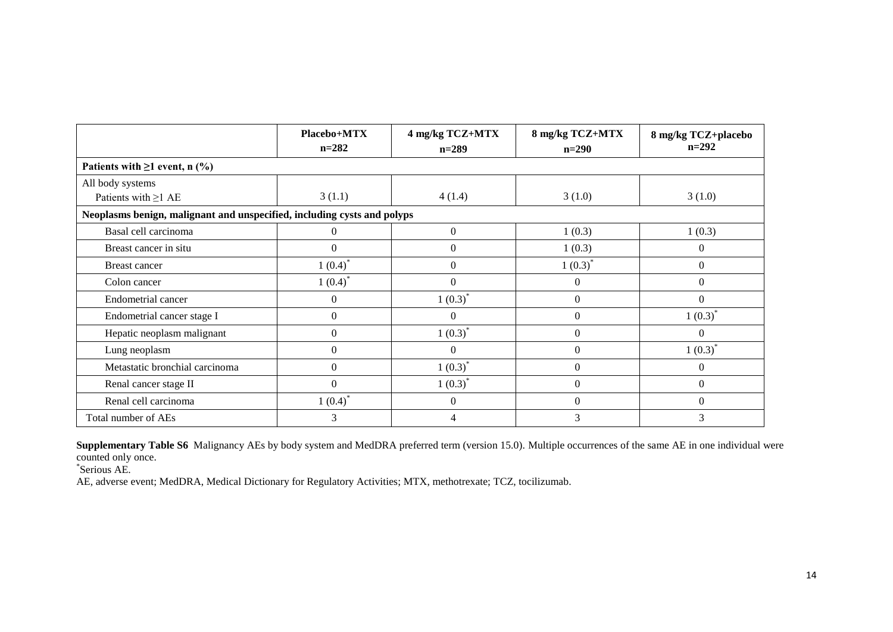| | Placebo+MTX n=282 | 4 mg/kg TCZ+MTX n=289 | 8 mg/kg TCZ+MTX n=290 | 8 mg/kg TCZ+placebo n=292 |
|---|---|---|---|---|
| **Patients with ≥1 event, n (%)** | | | | |
| All body systems<br>Patients with ≥1 AE | 3 (1.1) | 4 (1.4) | 3 (1.0) | 3 (1.0) |
| **Neoplasms benign, malignant and unspecified, including cysts and polyps** | | | | |
| Basal cell carcinoma | 0 | 0 | 1 (0.3) | 1 (0.3) |
| Breast cancer in situ | 0 | 0 | 1 (0.3) | 0 |
| Breast cancer | 1 (0.4)* | 0 | 1 (0.3)* | 0 |
| Colon cancer | 1 (0.4)* | 0 | 0 | 0 |
| Endometrial cancer | 0 | 1 (0.3)* | 0 | 0 |
| Endometrial cancer stage I | 0 | 0 | 0 | 1 (0.3)* |
| Hepatic neoplasm malignant | 0 | 1 (0.3)* | 0 | 0 |
| Lung neoplasm | 0 | 0 | 0 | 1 (0.3)* |
| Metastatic bronchial carcinoma | 0 | 1 (0.3)* | 0 | 0 |
| Renal cancer stage II | 0 | 1 (0.3)* | 0 | 0 |
| Renal cell carcinoma | 1 (0.4)* | 0 | 0 | 0 |
| Total number of AEs | 3 | 4 | 3 | 3 |

**Supplementary Table S6** Malignancy AEs by body system and MedDRA preferred term (version 15.0). Multiple occurrences of the same AE in one individual were counted only once.

*Serious AE.

AE, adverse event; MedDRA, Medical Dictionary for Regulatory Activities; MTX, methotrexate; TCZ, tocilizumab.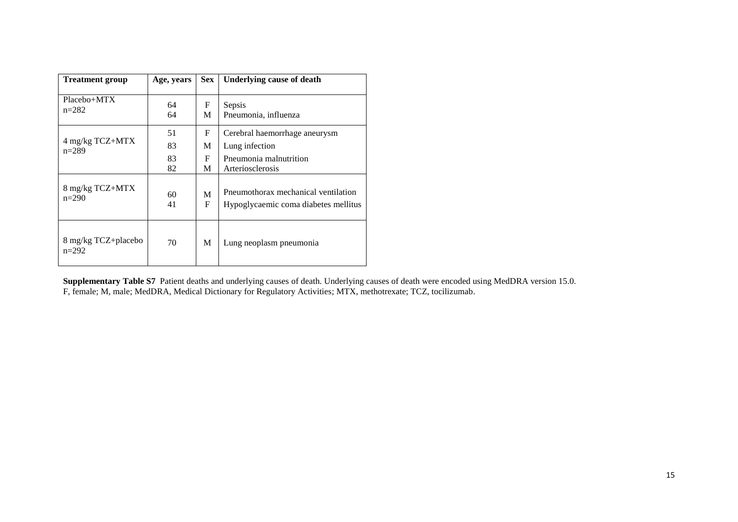| Treatment group | Age, years | Sex | Underlying cause of death |
|---|---|---|---|
| Placebo+MTX n=282 | 64 | F | Sepsis |
| | 64 | M | Pneumonia, influenza |
| 4 mg/kg TCZ+MTX n=289 | 51 | F | Cerebral haemorrhage aneurysm |
| | 83 | M | Lung infection |
| | 83 | F | Pneumonia malnutrition |
| | 82 | M | Arteriosclerosis |
| 8 mg/kg TCZ+MTX n=290 | 60 | M | Pneumothorax mechanical ventilation |
| | 41 | F | Hypoglycaemic coma diabetes mellitus |
| 8 mg/kg TCZ+placebo n=292 | 70 | M | Lung neoplasm pneumonia |

**Supplementary Table S7** Patient deaths and underlying causes of death. Underlying causes of death were encoded using MedDRA version 15.0.
F, female; M, male; MedDRA, Medical Dictionary for Regulatory Activities; MTX, methotrexate; TCZ, tocilizumab.